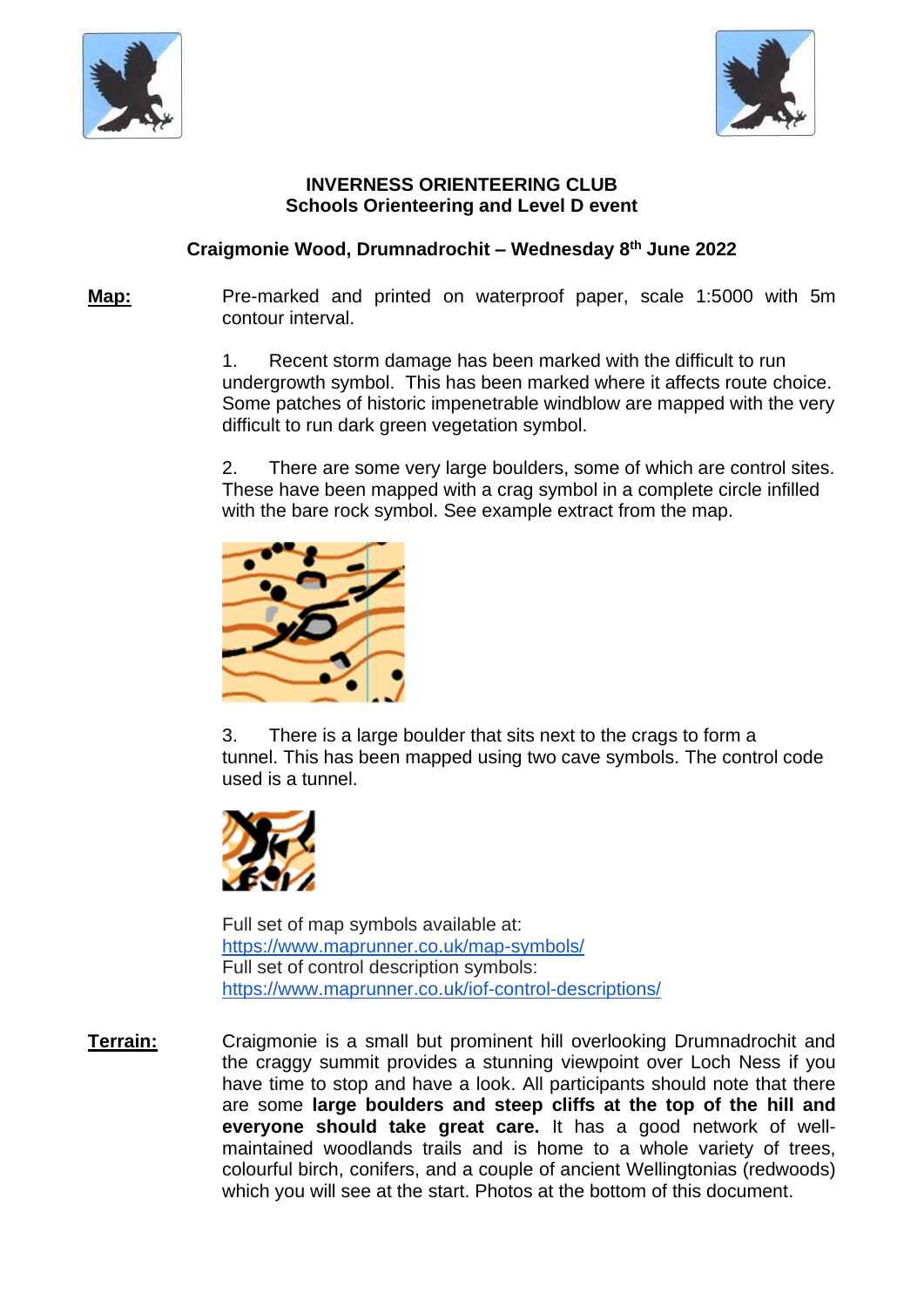**INVERNESS ORIENTEERING CLUB**
**Schools Orienteering and Level D event**

**Craigmonie Wood, Drumnadrochit – Wednesday 8th June 2022**

**Map:** Pre-marked and printed on waterproof paper, scale 1:5000 with 5m contour interval.

1. Recent storm damage has been marked with the difficult to run undergrowth symbol. This has been marked where it affects route choice. Some patches of historic impenetrable windblow are mapped with the very difficult to run dark green vegetation symbol.

2. There are some very large boulders, some of which are control sites. These have been mapped with a crag symbol in a complete circle infilled with the bare rock symbol. See example extract from the map.

3. There is a large boulder that sits next to the crags to form a tunnel. This has been mapped using two cave symbols. The control code used is a tunnel.

Full set of map symbols available at:
https://www.maprunner.co.uk/map-symbols/
Full set of control description symbols:
https://www.maprunner.co.uk/iof-control-descriptions/

**Terrain:** Craigmonie is a small but prominent hill overlooking Drumnadrochit and the craggy summit provides a stunning viewpoint over Loch Ness if you have time to stop and have a look. All participants should note that there are some **large boulders and steep cliffs at the top of the hill and everyone should take great care.** It has a good network of well-maintained woodlands trails and is home to a whole variety of trees, colourful birch, conifers, and a couple of ancient Wellingtonias (redwoods) which you will see at the start. Photos at the bottom of this document.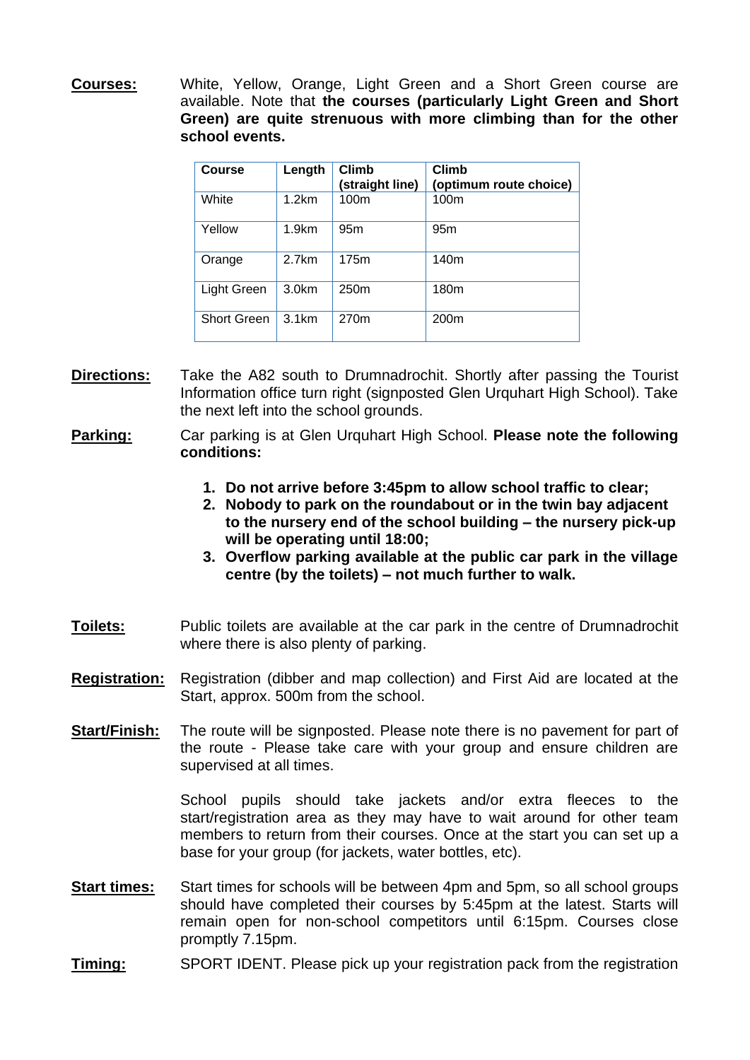**Courses:** White, Yellow, Orange, Light Green and a Short Green course are available. Note that **the courses (particularly Light Green and Short Green) are quite strenuous with more climbing than for the other school events.**

| Course | Length | Climb (straight line) | Climb (optimum route choice) |
|---|---|---|---|
| White | 1.2km | 100m | 100m |
| Yellow | 1.9km | 95m | 95m |
| Orange | 2.7km | 175m | 140m |
| Light Green | 3.0km | 250m | 180m |
| Short Green | 3.1km | 270m | 200m |

**Directions:** Take the A82 south to Drumnadrochit. Shortly after passing the Tourist Information office turn right (signposted Glen Urquhart High School). Take the next left into the school grounds.

**Parking:** Car parking is at Glen Urquhart High School. **Please note the following conditions:**

1. **Do not arrive before 3:45pm to allow school traffic to clear;**
2. **Nobody to park on the roundabout or in the twin bay adjacent to the nursery end of the school building – the nursery pick-up will be operating until 18:00;**
3. **Overflow parking available at the public car park in the village centre (by the toilets) – not much further to walk.**

**Toilets:** Public toilets are available at the car park in the centre of Drumnadrochit where there is also plenty of parking.

**Registration:** Registration (dibber and map collection) and First Aid are located at the Start, approx. 500m from the school.

**Start/Finish:** The route will be signposted. Please note there is no pavement for part of the route - Please take care with your group and ensure children are supervised at all times.

School pupils should take jackets and/or extra fleeces to the start/registration area as they may have to wait around for other team members to return from their courses. Once at the start you can set up a base for your group (for jackets, water bottles, etc).

**Start times:** Start times for schools will be between 4pm and 5pm, so all school groups should have completed their courses by 5:45pm at the latest. Starts will remain open for non-school competitors until 6:15pm. Courses close promptly 7.15pm.

**Timing:** SPORT IDENT. Please pick up your registration pack from the registration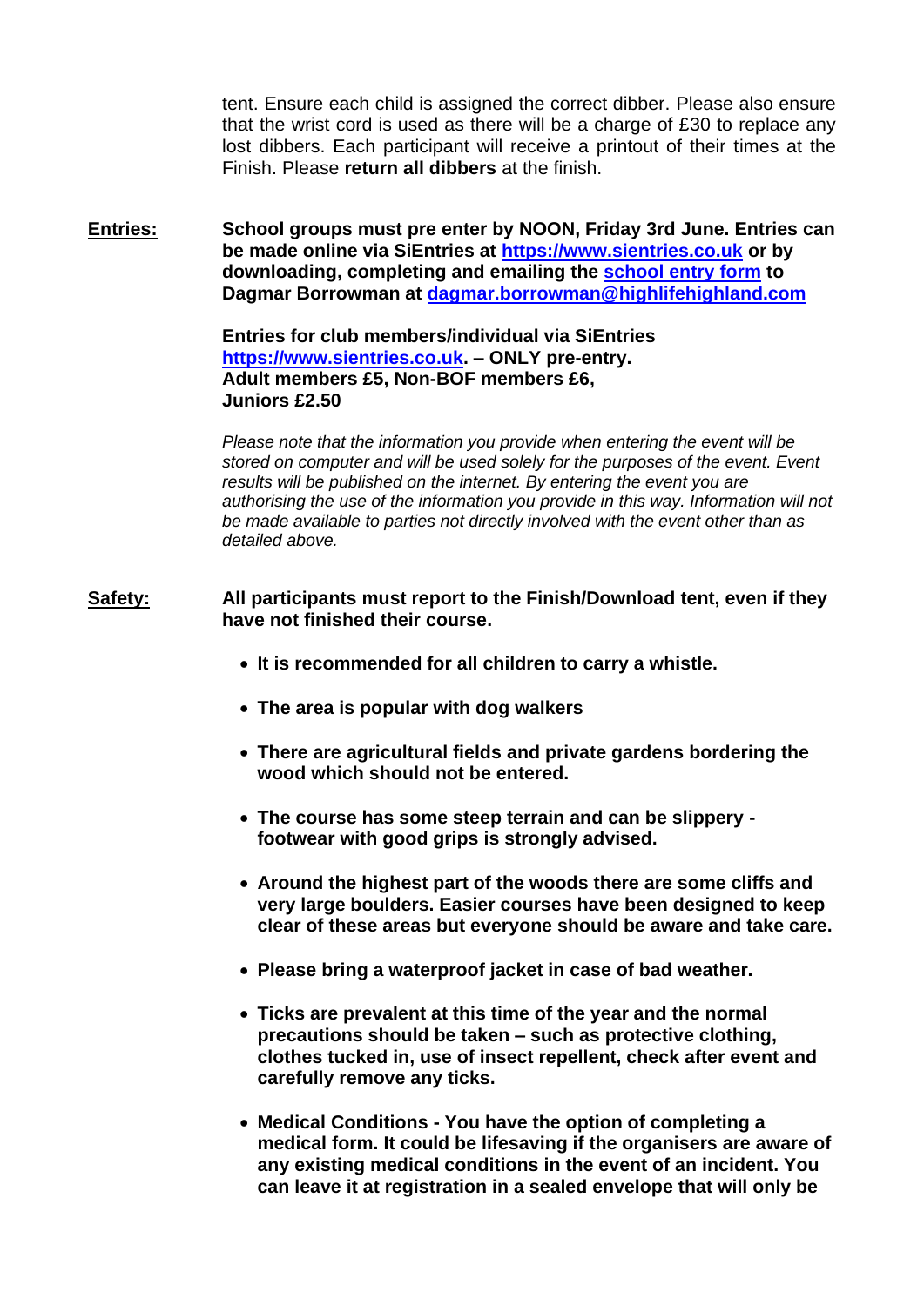tent. Ensure each child is assigned the correct dibber. Please also ensure that the wrist cord is used as there will be a charge of £30 to replace any lost dibbers. Each participant will receive a printout of their times at the Finish. Please **return all dibbers** at the finish.

**Entries:** **School groups must pre enter by NOON, Friday 3rd June. Entries can be made online via SiEntries at [https://www.sientries.co.uk](https://www.sientries.co.uk) or by downloading, completing and emailing the [school entry form](#) to Dagmar Borrowman at [dagmar.borrowman@highlifehighland.com](mailto:dagmar.borrowman@highlifehighland.com)**

**Entries for club members/individual via SiEntries [https://www.sientries.co.uk](https://www.sientries.co.uk). – ONLY pre-entry.**
**Adult members £5, Non-BOF members £6,**
**Juniors £2.50**

*Please note that the information you provide when entering the event will be stored on computer and will be used solely for the purposes of the event. Event results will be published on the internet. By entering the event you are authorising the use of the information you provide in this way. Information will not be made available to parties not directly involved with the event other than as detailed above.*

**Safety:** **All participants must report to the Finish/Download tent, even if they have not finished their course.**

- **It is recommended for all children to carry a whistle.**
- **The area is popular with dog walkers**
- **There are agricultural fields and private gardens bordering the wood which should not be entered.**
- **The course has some steep terrain and can be slippery - footwear with good grips is strongly advised.**
- **Around the highest part of the woods there are some cliffs and very large boulders. Easier courses have been designed to keep clear of these areas but everyone should be aware and take care.**
- **Please bring a waterproof jacket in case of bad weather.**
- **Ticks are prevalent at this time of the year and the normal precautions should be taken – such as protective clothing, clothes tucked in, use of insect repellent, check after event and carefully remove any ticks.**
- **Medical Conditions - You have the option of completing a medical form. It could be lifesaving if the organisers are aware of any existing medical conditions in the event of an incident. You can leave it at registration in a sealed envelope that will only be**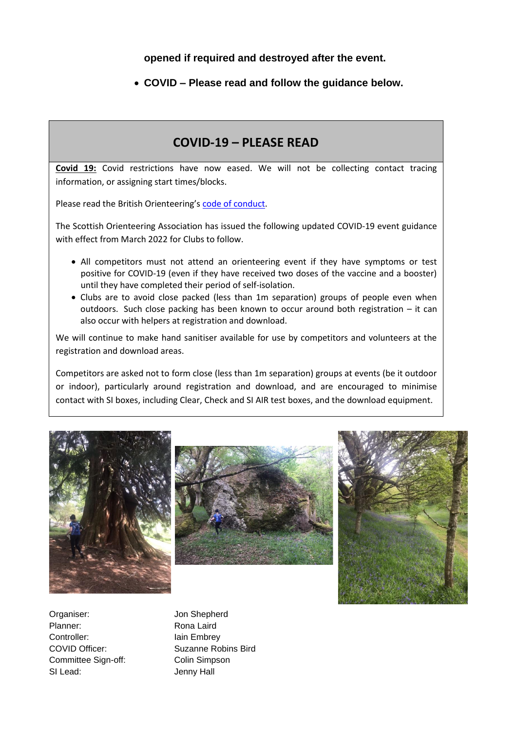opened if required and destroyed after the event.

- **COVID – Please read and follow the guidance below.**

## COVID-19 – PLEASE READ

**Covid 19:** Covid restrictions have now eased. We will not be collecting contact tracing information, or assigning start times/blocks.

Please read the British Orienteering's code of conduct.

The Scottish Orienteering Association has issued the following updated COVID-19 event guidance with effect from March 2022 for Clubs to follow.

- All competitors must not attend an orienteering event if they have symptoms or test positive for COVID-19 (even if they have received two doses of the vaccine and a booster) until they have completed their period of self-isolation.
- Clubs are to avoid close packed (less than 1m separation) groups of people even when outdoors. Such close packing has been known to occur around both registration – it can also occur with helpers at registration and download.

We will continue to make hand sanitiser available for use by competitors and volunteers at the registration and download areas.

Competitors are asked not to form close (less than 1m separation) groups at events (be it outdoor or indoor), particularly around registration and download, and are encouraged to minimise contact with SI boxes, including Clear, Check and SI AIR test boxes, and the download equipment.

| | |
|---|---|
| Organiser: | Jon Shepherd |
| Planner: | Rona Laird |
| Controller: | Iain Embrey |
| COVID Officer: | Suzanne Robins Bird |
| Committee Sign-off: | Colin Simpson |
| SI Lead: | Jenny Hall |